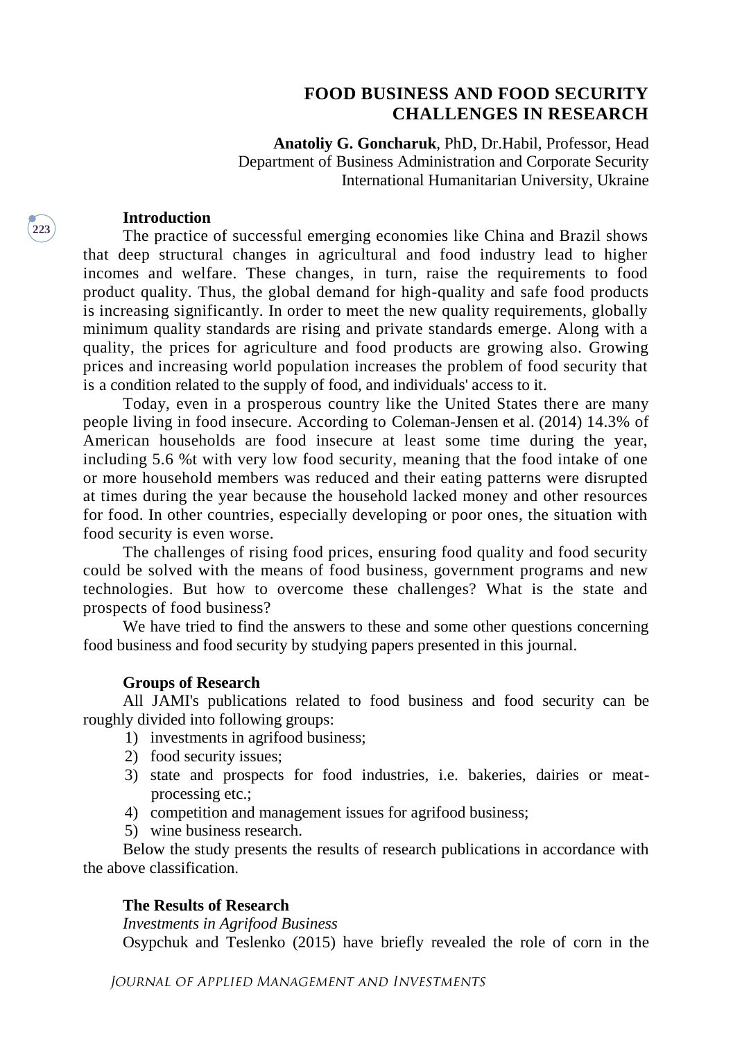# FOOD BUSINESS AND FOOD SECURITY CHALLENGES IN RESEARCH

**Anatoliy G. Goncharuk**, PhD, Dr.Habil, Professor, Head
Department of Business Administration and Corporate Security
International Humanitarian University, Ukraine

## Introduction

The practice of successful emerging economies like China and Brazil shows that deep structural changes in agricultural and food industry lead to higher incomes and welfare. These changes, in turn, raise the requirements to food product quality. Thus, the global demand for high-quality and safe food products is increasing significantly. In order to meet the new quality requirements, globally minimum quality standards are rising and private standards emerge. Along with a quality, the prices for agriculture and food products are growing also. Growing prices and increasing world population increases the problem of food security that is a condition related to the supply of food, and individuals' access to it.

Today, even in a prosperous country like the United States there are many people living in food insecure. According to Coleman-Jensen et al. (2014) 14.3% of American households are food insecure at least some time during the year, including 5.6 %t with very low food security, meaning that the food intake of one or more household members was reduced and their eating patterns were disrupted at times during the year because the household lacked money and other resources for food. In other countries, especially developing or poor ones, the situation with food security is even worse.

The challenges of rising food prices, ensuring food quality and food security could be solved with the means of food business, government programs and new technologies. But how to overcome these challenges? What is the state and prospects of food business?

We have tried to find the answers to these and some other questions concerning food business and food security by studying papers presented in this journal.

## Groups of Research

All JAMI's publications related to food business and food security can be roughly divided into following groups:

1) investments in agrifood business;
2) food security issues;
3) state and prospects for food industries, i.e. bakeries, dairies or meat-processing etc.;
4) competition and management issues for agrifood business;
5) wine business research.

Below the study presents the results of research publications in accordance with the above classification.

## The Results of Research

*Investments in Agrifood Business*

Osypchuk and Teslenko (2015) have briefly revealed the role of corn in the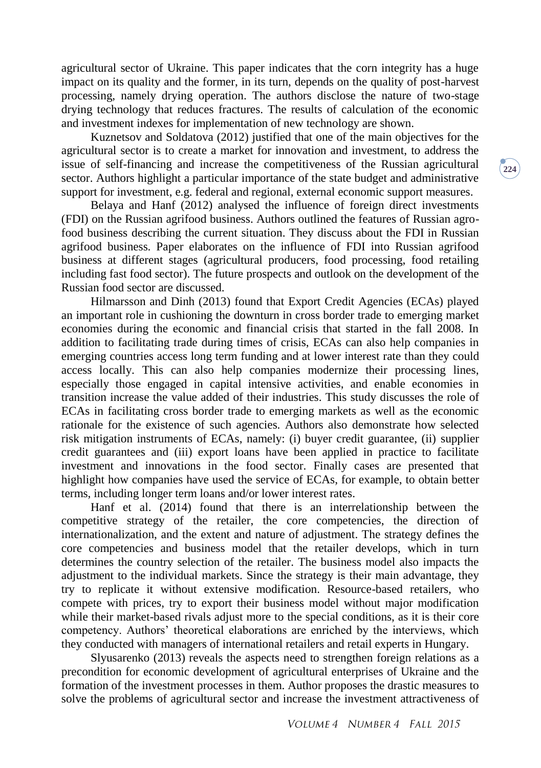agricultural sector of Ukraine. This paper indicates that the corn integrity has a huge impact on its quality and the former, in its turn, depends on the quality of post-harvest processing, namely drying operation. The authors disclose the nature of two-stage drying technology that reduces fractures. The results of calculation of the economic and investment indexes for implementation of new technology are shown.

Kuznetsov and Soldatova (2012) justified that one of the main objectives for the agricultural sector is to create a market for innovation and investment, to address the issue of self-financing and increase the competitiveness of the Russian agricultural sector. Authors highlight a particular importance of the state budget and administrative support for investment, e.g. federal and regional, external economic support measures.

Belaya and Hanf (2012) analysed the influence of foreign direct investments (FDI) on the Russian agrifood business. Authors outlined the features of Russian agro-food business describing the current situation. They discuss about the FDI in Russian agrifood business. Paper elaborates on the influence of FDI into Russian agrifood business at different stages (agricultural producers, food processing, food retailing including fast food sector). The future prospects and outlook on the development of the Russian food sector are discussed.

Hilmarsson and Dinh (2013) found that Export Credit Agencies (ECAs) played an important role in cushioning the downturn in cross border trade to emerging market economies during the economic and financial crisis that started in the fall 2008. In addition to facilitating trade during times of crisis, ECAs can also help companies in emerging countries access long term funding and at lower interest rate than they could access locally. This can also help companies modernize their processing lines, especially those engaged in capital intensive activities, and enable economies in transition increase the value added of their industries. This study discusses the role of ECAs in facilitating cross border trade to emerging markets as well as the economic rationale for the existence of such agencies. Authors also demonstrate how selected risk mitigation instruments of ECAs, namely: (i) buyer credit guarantee, (ii) supplier credit guarantees and (iii) export loans have been applied in practice to facilitate investment and innovations in the food sector. Finally cases are presented that highlight how companies have used the service of ECAs, for example, to obtain better terms, including longer term loans and/or lower interest rates.

Hanf et al. (2014) found that there is an interrelationship between the competitive strategy of the retailer, the core competencies, the direction of internationalization, and the extent and nature of adjustment. The strategy defines the core competencies and business model that the retailer develops, which in turn determines the country selection of the retailer. The business model also impacts the adjustment to the individual markets. Since the strategy is their main advantage, they try to replicate it without extensive modification. Resource-based retailers, who compete with prices, try to export their business model without major modification while their market-based rivals adjust more to the special conditions, as it is their core competency. Authors' theoretical elaborations are enriched by the interviews, which they conducted with managers of international retailers and retail experts in Hungary.

Slyusarenko (2013) reveals the aspects need to strengthen foreign relations as a precondition for economic development of agricultural enterprises of Ukraine and the formation of the investment processes in them. Author proposes the drastic measures to solve the problems of agricultural sector and increase the investment attractiveness of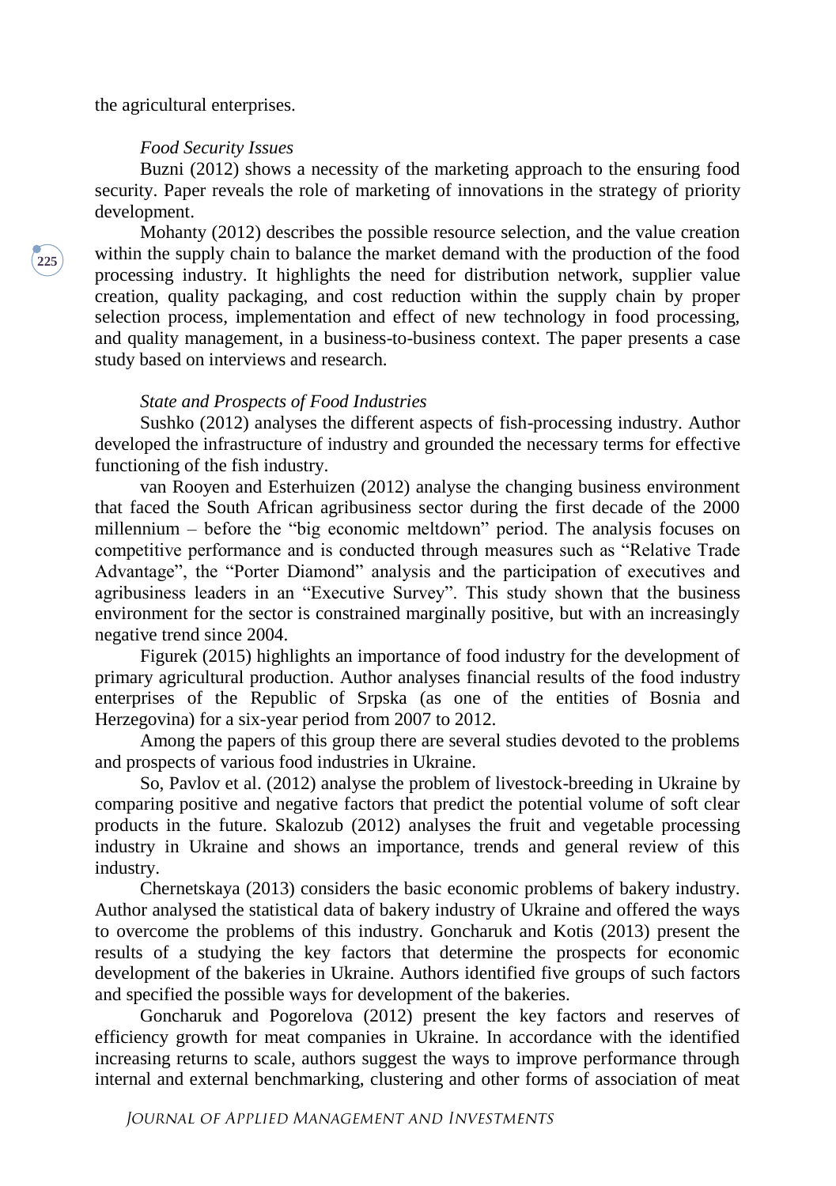the agricultural enterprises.

*Food Security Issues*

Buzni (2012) shows a necessity of the marketing approach to the ensuring food security. Paper reveals the role of marketing of innovations in the strategy of priority development.

Mohanty (2012) describes the possible resource selection, and the value creation within the supply chain to balance the market demand with the production of the food processing industry. It highlights the need for distribution network, supplier value creation, quality packaging, and cost reduction within the supply chain by proper selection process, implementation and effect of new technology in food processing, and quality management, in a business-to-business context. The paper presents a case study based on interviews and research.

*State and Prospects of Food Industries*

Sushko (2012) analyses the different aspects of fish-processing industry. Author developed the infrastructure of industry and grounded the necessary terms for effective functioning of the fish industry.

van Rooyen and Esterhuizen (2012) analyse the changing business environment that faced the South African agribusiness sector during the first decade of the 2000 millennium – before the "big economic meltdown" period. The analysis focuses on competitive performance and is conducted through measures such as "Relative Trade Advantage", the "Porter Diamond" analysis and the participation of executives and agribusiness leaders in an "Executive Survey". This study shown that the business environment for the sector is constrained marginally positive, but with an increasingly negative trend since 2004.

Figurek (2015) highlights an importance of food industry for the development of primary agricultural production. Author analyses financial results of the food industry enterprises of the Republic of Srpska (as one of the entities of Bosnia and Herzegovina) for a six-year period from 2007 to 2012.

Among the papers of this group there are several studies devoted to the problems and prospects of various food industries in Ukraine.

So, Pavlov et al. (2012) analyse the problem of livestock-breeding in Ukraine by comparing positive and negative factors that predict the potential volume of soft clear products in the future. Skalozub (2012) analyses the fruit and vegetable processing industry in Ukraine and shows an importance, trends and general review of this industry.

Chernetskaya (2013) considers the basic economic problems of bakery industry. Author analysed the statistical data of bakery industry of Ukraine and offered the ways to overcome the problems of this industry. Goncharuk and Kotis (2013) present the results of a studying the key factors that determine the prospects for economic development of the bakeries in Ukraine. Authors identified five groups of such factors and specified the possible ways for development of the bakeries.

Goncharuk and Pogorelova (2012) present the key factors and reserves of efficiency growth for meat companies in Ukraine. In accordance with the identified increasing returns to scale, authors suggest the ways to improve performance through internal and external benchmarking, clustering and other forms of association of meat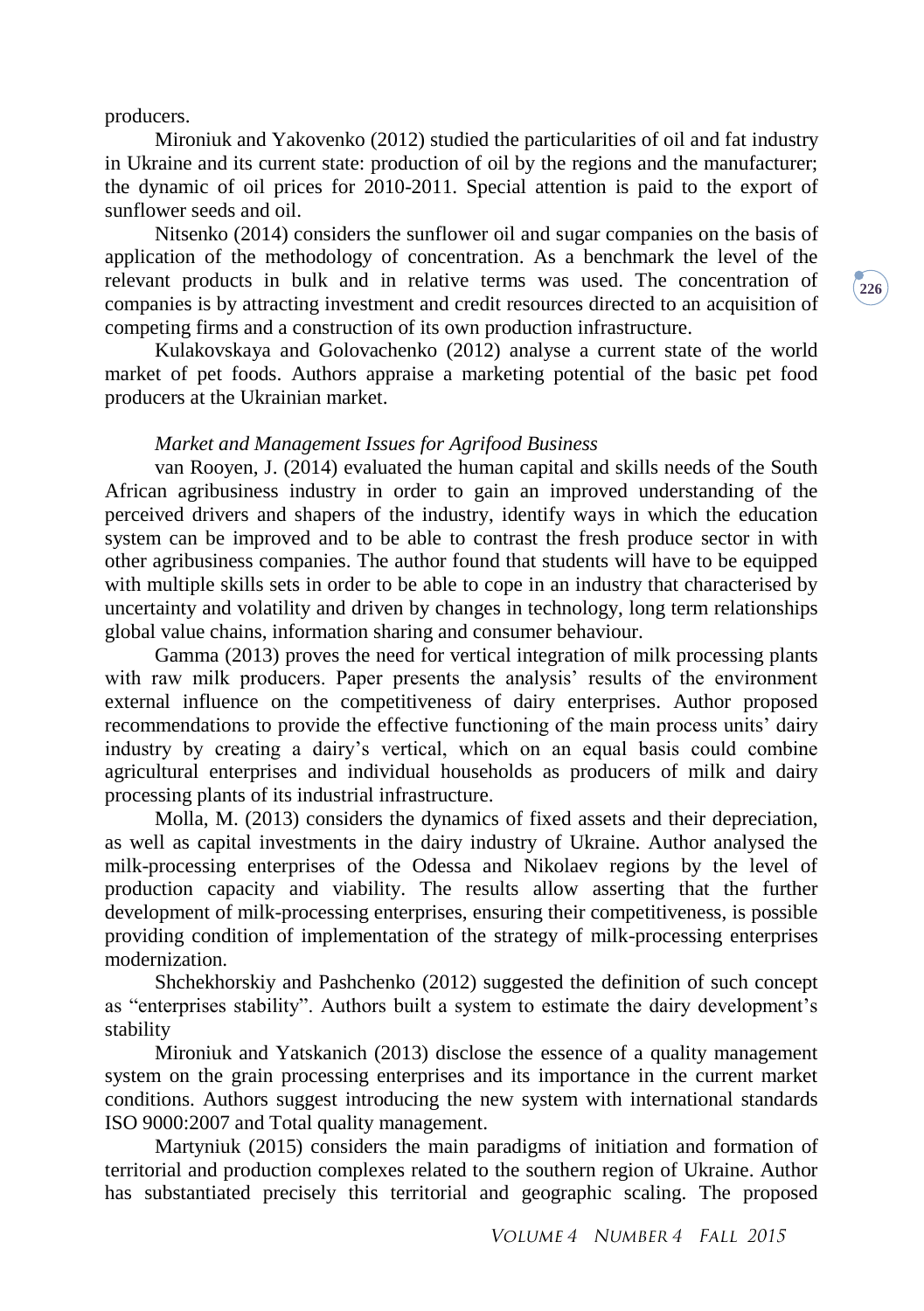producers.

Mironiuk and Yakovenko (2012) studied the particularities of oil and fat industry in Ukraine and its current state: production of oil by the regions and the manufacturer; the dynamic of oil prices for 2010-2011. Special attention is paid to the export of sunflower seeds and oil.

Nitsenko (2014) considers the sunflower oil and sugar companies on the basis of application of the methodology of concentration. As a benchmark the level of the relevant products in bulk and in relative terms was used. The concentration of companies is by attracting investment and credit resources directed to an acquisition of competing firms and a construction of its own production infrastructure.

Kulakovskaya and Golovachenko (2012) analyse a current state of the world market of pet foods. Authors appraise a marketing potential of the basic pet food producers at the Ukrainian market.

*Market and Management Issues for Agrifood Business*

van Rooyen, J. (2014) evaluated the human capital and skills needs of the South African agribusiness industry in order to gain an improved understanding of the perceived drivers and shapers of the industry, identify ways in which the education system can be improved and to be able to contrast the fresh produce sector in with other agribusiness companies. The author found that students will have to be equipped with multiple skills sets in order to be able to cope in an industry that characterised by uncertainty and volatility and driven by changes in technology, long term relationships global value chains, information sharing and consumer behaviour.

Gamma (2013) proves the need for vertical integration of milk processing plants with raw milk producers. Paper presents the analysis' results of the environment external influence on the competitiveness of dairy enterprises. Author proposed recommendations to provide the effective functioning of the main process units' dairy industry by creating a dairy's vertical, which on an equal basis could combine agricultural enterprises and individual households as producers of milk and dairy processing plants of its industrial infrastructure.

Molla, M. (2013) considers the dynamics of fixed assets and their depreciation, as well as capital investments in the dairy industry of Ukraine. Author analysed the milk-processing enterprises of the Odessa and Nikolaev regions by the level of production capacity and viability. The results allow asserting that the further development of milk-processing enterprises, ensuring their competitiveness, is possible providing condition of implementation of the strategy of milk-processing enterprises modernization.

Shchekhorskiy and Pashchenko (2012) suggested the definition of such concept as "enterprises stability". Authors built a system to estimate the dairy development's stability

Mironiuk and Yatskanich (2013) disclose the essence of a quality management system on the grain processing enterprises and its importance in the current market conditions. Authors suggest introducing the new system with international standards ISO 9000:2007 and Total quality management.

Martyniuk (2015) considers the main paradigms of initiation and formation of territorial and production complexes related to the southern region of Ukraine. Author has substantiated precisely this territorial and geographic scaling. The proposed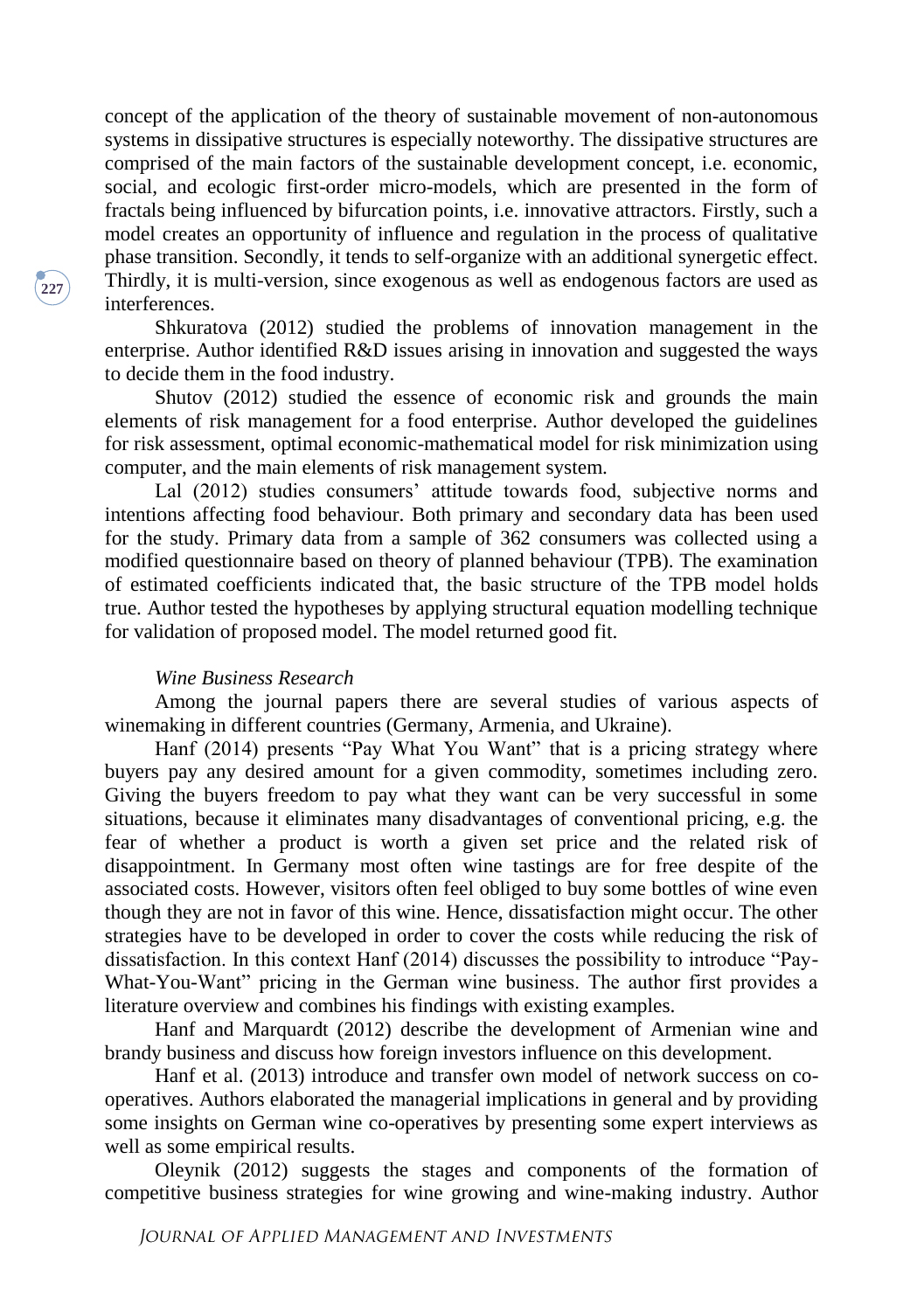concept of the application of the theory of sustainable movement of non-autonomous systems in dissipative structures is especially noteworthy. The dissipative structures are comprised of the main factors of the sustainable development concept, i.e. economic, social, and ecologic first-order micro-models, which are presented in the form of fractals being influenced by bifurcation points, i.e. innovative attractors. Firstly, such a model creates an opportunity of influence and regulation in the process of qualitative phase transition. Secondly, it tends to self-organize with an additional synergetic effect. Thirdly, it is multi-version, since exogenous as well as endogenous factors are used as interferences.

Shkuratova (2012) studied the problems of innovation management in the enterprise. Author identified R&D issues arising in innovation and suggested the ways to decide them in the food industry.

Shutov (2012) studied the essence of economic risk and grounds the main elements of risk management for a food enterprise. Author developed the guidelines for risk assessment, optimal economic-mathematical model for risk minimization using computer, and the main elements of risk management system.

Lal (2012) studies consumers' attitude towards food, subjective norms and intentions affecting food behaviour. Both primary and secondary data has been used for the study. Primary data from a sample of 362 consumers was collected using a modified questionnaire based on theory of planned behaviour (TPB). The examination of estimated coefficients indicated that, the basic structure of the TPB model holds true. Author tested the hypotheses by applying structural equation modelling technique for validation of proposed model. The model returned good fit.

*Wine Business Research*

Among the journal papers there are several studies of various aspects of winemaking in different countries (Germany, Armenia, and Ukraine).

Hanf (2014) presents "Pay What You Want" that is a pricing strategy where buyers pay any desired amount for a given commodity, sometimes including zero. Giving the buyers freedom to pay what they want can be very successful in some situations, because it eliminates many disadvantages of conventional pricing, e.g. the fear of whether a product is worth a given set price and the related risk of disappointment. In Germany most often wine tastings are for free despite of the associated costs. However, visitors often feel obliged to buy some bottles of wine even though they are not in favor of this wine. Hence, dissatisfaction might occur. The other strategies have to be developed in order to cover the costs while reducing the risk of dissatisfaction. In this context Hanf (2014) discusses the possibility to introduce "Pay-What-You-Want" pricing in the German wine business. The author first provides a literature overview and combines his findings with existing examples.

Hanf and Marquardt (2012) describe the development of Armenian wine and brandy business and discuss how foreign investors influence on this development.

Hanf et al. (2013) introduce and transfer own model of network success on co-operatives. Authors elaborated the managerial implications in general and by providing some insights on German wine co-operatives by presenting some expert interviews as well as some empirical results.

Oleynik (2012) suggests the stages and components of the formation of competitive business strategies for wine growing and wine-making industry. Author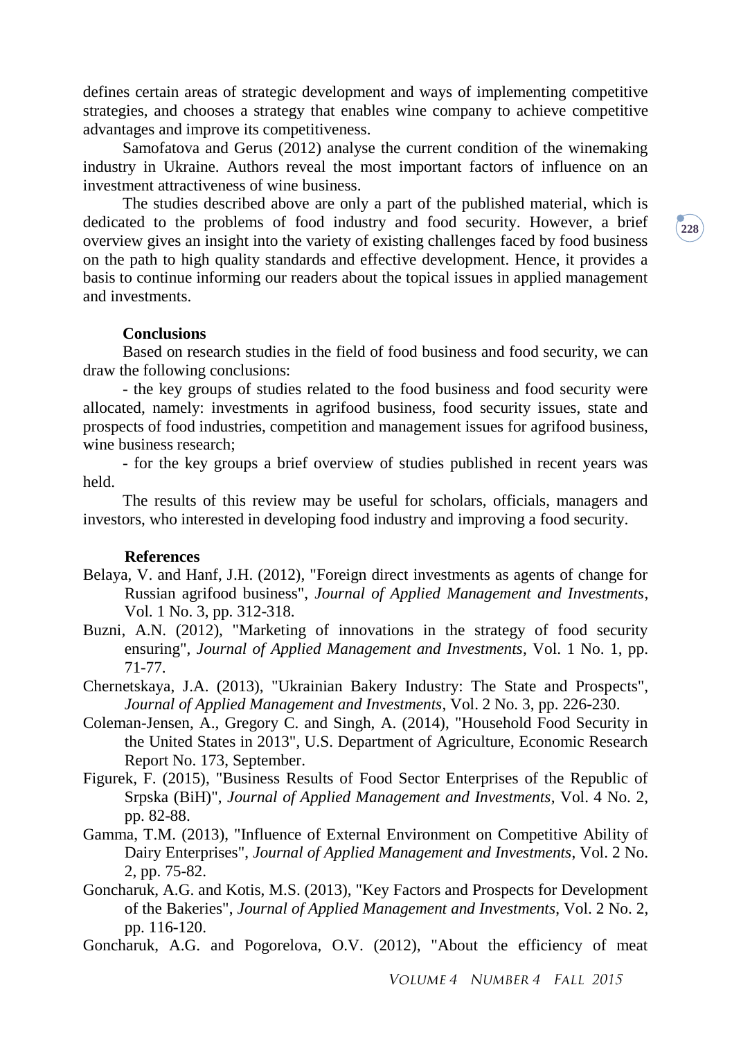defines certain areas of strategic development and ways of implementing competitive strategies, and chooses a strategy that enables wine company to achieve competitive advantages and improve its competitiveness.

Samofatova and Gerus (2012) analyse the current condition of the winemaking industry in Ukraine. Authors reveal the most important factors of influence on an investment attractiveness of wine business.

The studies described above are only a part of the published material, which is dedicated to the problems of food industry and food security. However, a brief overview gives an insight into the variety of existing challenges faced by food business on the path to high quality standards and effective development. Hence, it provides a basis to continue informing our readers about the topical issues in applied management and investments.

## Conclusions

Based on research studies in the field of food business and food security, we can draw the following conclusions:

- the key groups of studies related to the food business and food security were allocated, namely: investments in agrifood business, food security issues, state and prospects of food industries, competition and management issues for agrifood business, wine business research;
- for the key groups a brief overview of studies published in recent years was held.

The results of this review may be useful for scholars, officials, managers and investors, who interested in developing food industry and improving a food security.

## References

Belaya, V. and Hanf, J.H. (2012), "Foreign direct investments as agents of change for Russian agrifood business", *Journal of Applied Management and Investments*, Vol. 1 No. 3, pp. 312-318.

Buzni, A.N. (2012), "Marketing of innovations in the strategy of food security ensuring", *Journal of Applied Management and Investments*, Vol. 1 No. 1, pp. 71-77.

Chernetskaya, J.A. (2013), "Ukrainian Bakery Industry: The State and Prospects", *Journal of Applied Management and Investments*, Vol. 2 No. 3, pp. 226-230.

Coleman-Jensen, A., Gregory C. and Singh, A. (2014), "Household Food Security in the United States in 2013", U.S. Department of Agriculture, Economic Research Report No. 173, September.

Figurek, F. (2015), "Business Results of Food Sector Enterprises of the Republic of Srpska (BiH)", *Journal of Applied Management and Investments*, Vol. 4 No. 2, pp. 82-88.

Gamma, T.M. (2013), "Influence of External Environment on Competitive Ability of Dairy Enterprises", *Journal of Applied Management and Investments*, Vol. 2 No. 2, pp. 75-82.

Goncharuk, A.G. and Kotis, M.S. (2013), "Key Factors and Prospects for Development of the Bakeries", *Journal of Applied Management and Investments*, Vol. 2 No. 2, pp. 116-120.

Goncharuk, A.G. and Pogorelova, O.V. (2012), "About the efficiency of meat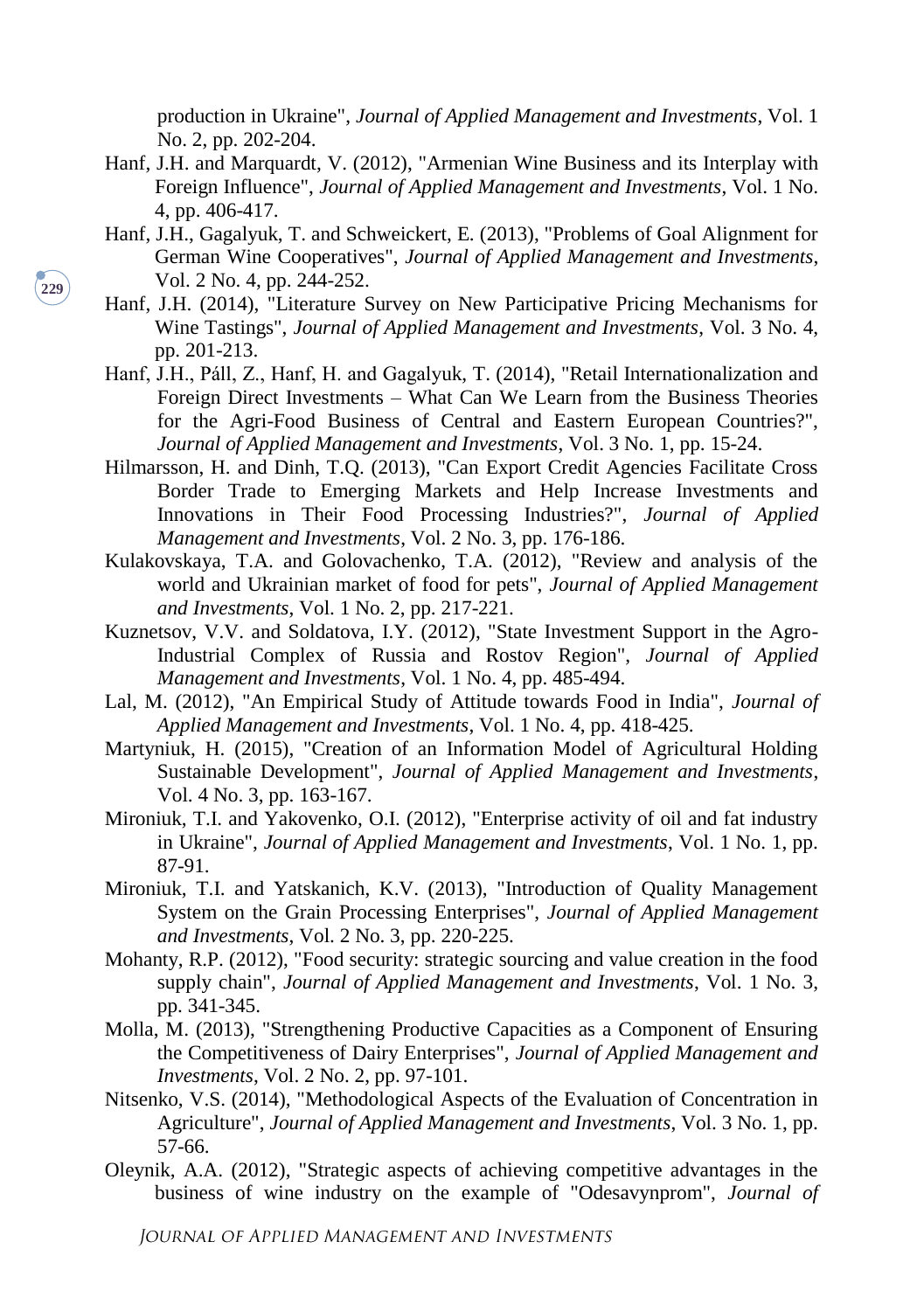production in Ukraine", *Journal of Applied Management and Investments*, Vol. 1 No. 2, pp. 202-204.

Hanf, J.H. and Marquardt, V. (2012), "Armenian Wine Business and its Interplay with Foreign Influence", *Journal of Applied Management and Investments*, Vol. 1 No. 4, pp. 406-417.

Hanf, J.H., Gagalyuk, T. and Schweickert, E. (2013), "Problems of Goal Alignment for German Wine Cooperatives", *Journal of Applied Management and Investments*, Vol. 2 No. 4, pp. 244-252.

Hanf, J.H. (2014), "Literature Survey on New Participative Pricing Mechanisms for Wine Tastings", *Journal of Applied Management and Investments*, Vol. 3 No. 4, pp. 201-213.

Hanf, J.H., Páll, Z., Hanf, H. and Gagalyuk, T. (2014), "Retail Internationalization and Foreign Direct Investments – What Can We Learn from the Business Theories for the Agri-Food Business of Central and Eastern European Countries?", *Journal of Applied Management and Investments*, Vol. 3 No. 1, pp. 15-24.

Hilmarsson, H. and Dinh, T.Q. (2013), "Can Export Credit Agencies Facilitate Cross Border Trade to Emerging Markets and Help Increase Investments and Innovations in Their Food Processing Industries?", *Journal of Applied Management and Investments*, Vol. 2 No. 3, pp. 176-186.

Kulakovskaya, T.A. and Golovachenko, T.A. (2012), "Review and analysis of the world and Ukrainian market of food for pets", *Journal of Applied Management and Investments*, Vol. 1 No. 2, pp. 217-221.

Kuznetsov, V.V. and Soldatova, I.Y. (2012), "State Investment Support in the Agro-Industrial Complex of Russia and Rostov Region", *Journal of Applied Management and Investments*, Vol. 1 No. 4, pp. 485-494.

Lal, M. (2012), "An Empirical Study of Attitude towards Food in India", *Journal of Applied Management and Investments*, Vol. 1 No. 4, pp. 418-425.

Martyniuk, H. (2015), "Creation of an Information Model of Agricultural Holding Sustainable Development", *Journal of Applied Management and Investments*, Vol. 4 No. 3, pp. 163-167.

Mironiuk, T.I. and Yakovenko, O.I. (2012), "Enterprise activity of oil and fat industry in Ukraine", *Journal of Applied Management and Investments*, Vol. 1 No. 1, pp. 87-91.

Mironiuk, T.I. and Yatskanich, K.V. (2013), "Introduction of Quality Management System on the Grain Processing Enterprises", *Journal of Applied Management and Investments*, Vol. 2 No. 3, pp. 220-225.

Mohanty, R.P. (2012), "Food security: strategic sourcing and value creation in the food supply chain", *Journal of Applied Management and Investments*, Vol. 1 No. 3, pp. 341-345.

Molla, M. (2013), "Strengthening Productive Capacities as a Component of Ensuring the Competitiveness of Dairy Enterprises", *Journal of Applied Management and Investments*, Vol. 2 No. 2, pp. 97-101.

Nitsenko, V.S. (2014), "Methodological Aspects of the Evaluation of Concentration in Agriculture", *Journal of Applied Management and Investments*, Vol. 3 No. 1, pp. 57-66.

Oleynik, A.A. (2012), "Strategic aspects of achieving competitive advantages in the business of wine industry on the example of "Odesavynprom", *Journal of*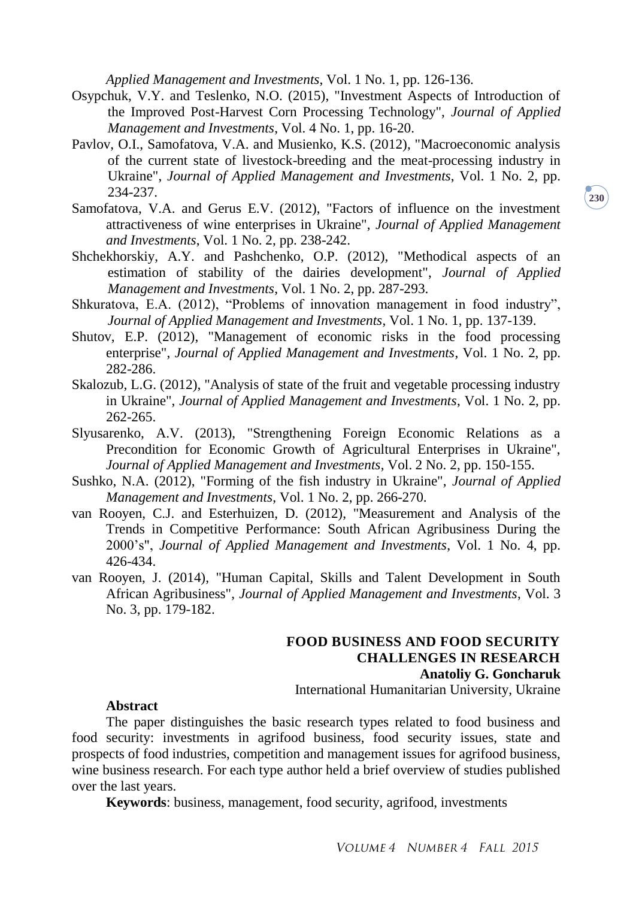*Applied Management and Investments*, Vol. 1 No. 1, pp. 126-136.

Osypchuk, V.Y. and Teslenko, N.O. (2015), "Investment Aspects of Introduction of the Improved Post-Harvest Corn Processing Technology", *Journal of Applied Management and Investments*, Vol. 4 No. 1, pp. 16-20.

Pavlov, O.I., Samofatova, V.A. and Musienko, K.S. (2012), "Macroeconomic analysis of the current state of livestock-breeding and the meat-processing industry in Ukraine", *Journal of Applied Management and Investments*, Vol. 1 No. 2, pp. 234-237.

Samofatova, V.A. and Gerus E.V. (2012), "Factors of influence on the investment attractiveness of wine enterprises in Ukraine", *Journal of Applied Management and Investments*, Vol. 1 No. 2, pp. 238-242.

Shchekhorskiy, A.Y. and Pashchenko, O.P. (2012), "Methodical aspects of an estimation of stability of the dairies development", *Journal of Applied Management and Investments*, Vol. 1 No. 2, pp. 287-293.

Shkuratova, E.A. (2012), "Problems of innovation management in food industry", *Journal of Applied Management and Investments*, Vol. 1 No. 1, pp. 137-139.

Shutov, E.P. (2012), "Management of economic risks in the food processing enterprise", *Journal of Applied Management and Investments*, Vol. 1 No. 2, pp. 282-286.

Skalozub, L.G. (2012), "Analysis of state of the fruit and vegetable processing industry in Ukraine", *Journal of Applied Management and Investments*, Vol. 1 No. 2, pp. 262-265.

Slyusarenko, A.V. (2013), "Strengthening Foreign Economic Relations as a Precondition for Economic Growth of Agricultural Enterprises in Ukraine", *Journal of Applied Management and Investments*, Vol. 2 No. 2, pp. 150-155.

Sushko, N.A. (2012), "Forming of the fish industry in Ukraine", *Journal of Applied Management and Investments*, Vol. 1 No. 2, pp. 266-270.

van Rooyen, C.J. and Esterhuizen, D. (2012), "Measurement and Analysis of the Trends in Competitive Performance: South African Agribusiness During the 2000's", *Journal of Applied Management and Investments*, Vol. 1 No. 4, pp. 426-434.

van Rooyen, J. (2014), "Human Capital, Skills and Talent Development in South African Agribusiness", *Journal of Applied Management and Investments*, Vol. 3 No. 3, pp. 179-182.

## FOOD BUSINESS AND FOOD SECURITY CHALLENGES IN RESEARCH

**Anatoliy G. Goncharuk**

International Humanitarian University, Ukraine

**Abstract**

The paper distinguishes the basic research types related to food business and food security: investments in agrifood business, food security issues, state and prospects of food industries, competition and management issues for agrifood business, wine business research. For each type author held a brief overview of studies published over the last years.

**Keywords**: business, management, food security, agrifood, investments